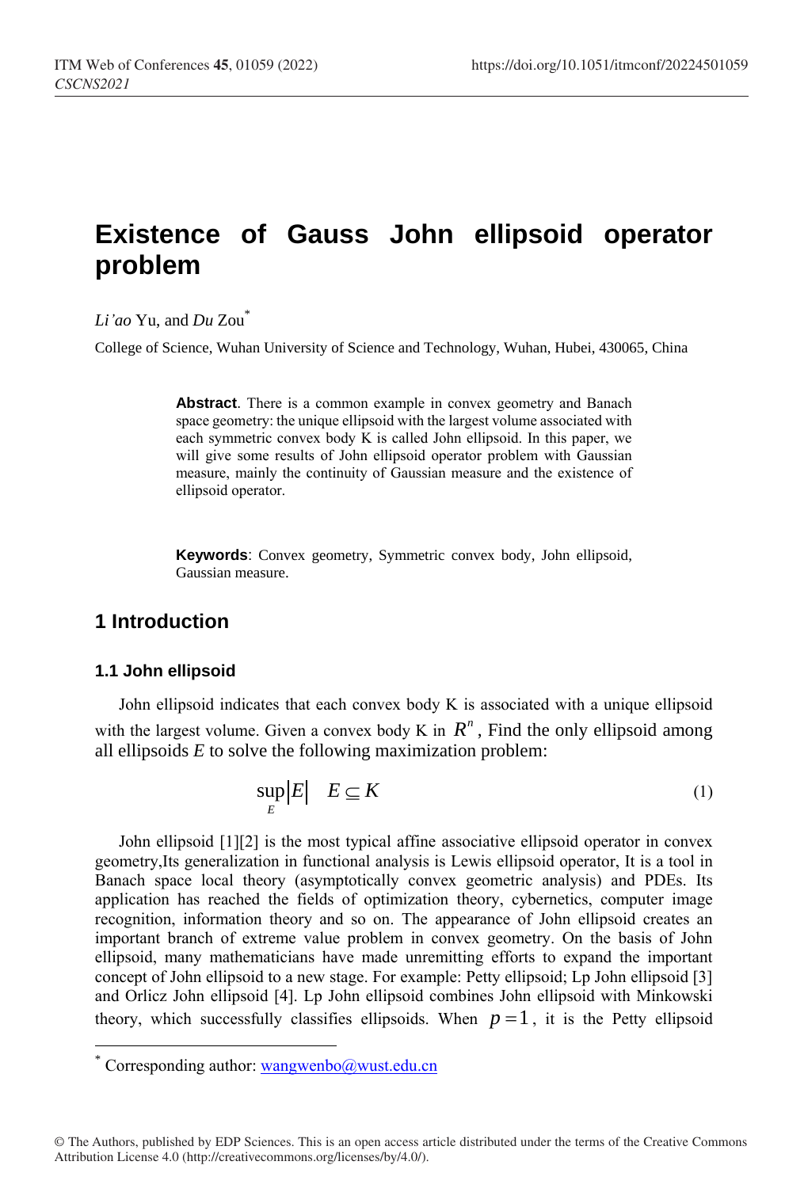# Existence of Gauss John ellipsoid operator problem

*Li'ao* Yu, and *Du* Zou*

College of Science, Wuhan University of Science and Technology, Wuhan, Hubei, 430065, China

> **Abstract**. There is a common example in convex geometry and Banach space geometry: the unique ellipsoid with the largest volume associated with each symmetric convex body K is called John ellipsoid. In this paper, we will give some results of John ellipsoid operator problem with Gaussian measure, mainly the continuity of Gaussian measure and the existence of ellipsoid operator.

> **Keywords**: Convex geometry, Symmetric convex body, John ellipsoid, Gaussian measure.

## 1 Introduction

### 1.1 John ellipsoid

John ellipsoid indicates that each convex body K is associated with a unique ellipsoid with the largest volume. Given a convex body K in $R^n$, Find the only ellipsoid among all ellipsoids $E$ to solve the following maximization problem:

$$\sup_{E} |E| \quad E \subseteq K \tag{1}$$

John ellipsoid [1][2] is the most typical affine associative ellipsoid operator in convex geometry,Its generalization in functional analysis is Lewis ellipsoid operator, It is a tool in Banach space local theory (asymptotically convex geometric analysis) and PDEs. Its application has reached the fields of optimization theory, cybernetics, computer image recognition, information theory and so on. The appearance of John ellipsoid creates an important branch of extreme value problem in convex geometry. On the basis of John ellipsoid, many mathematicians have made unremitting efforts to expand the important concept of John ellipsoid to a new stage. For example: Petty ellipsoid; Lp John ellipsoid [3] and Orlicz John ellipsoid [4]. Lp John ellipsoid combines John ellipsoid with Minkowski theory, which successfully classifies ellipsoids. When $p=1$, it is the Petty ellipsoid

---

* Corresponding author: wangwenbo@wust.edu.cn

© The Authors, published by EDP Sciences. This is an open access article distributed under the terms of the Creative Commons Attribution License 4.0 (http://creativecommons.org/licenses/by/4.0/).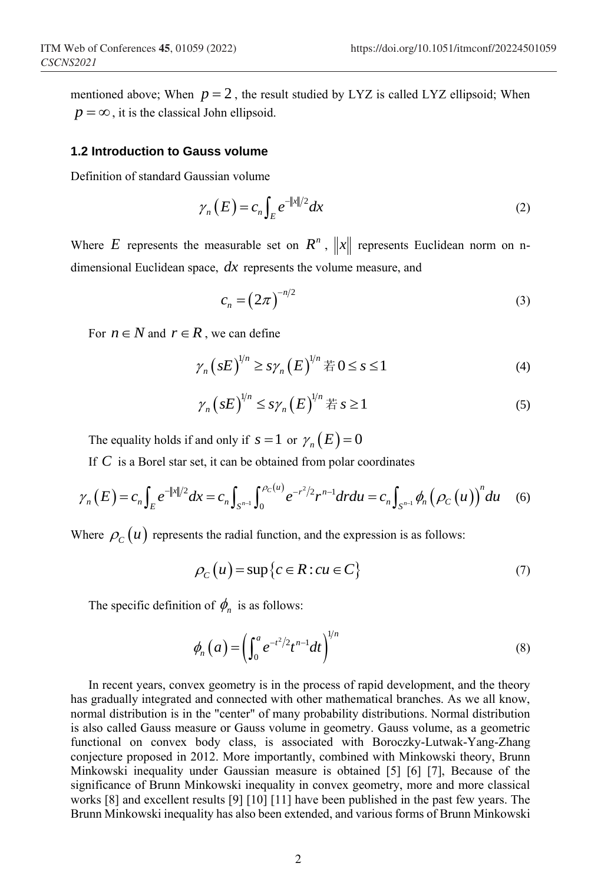mentioned above; When $p = 2$, the result studied by LYZ is called LYZ ellipsoid; When $p = \infty$, it is the classical John ellipsoid.

### 1.2 Introduction to Gauss volume

Definition of standard Gaussian volume

$$\gamma_n(E) = c_n \int_E e^{-\|x\|/2} dx \tag{2}$$

Where $E$ represents the measurable set on $R^n$, $\|x\|$ represents Euclidean norm on n-dimensional Euclidean space, $dx$ represents the volume measure, and

$$c_n = (2\pi)^{-n/2} \tag{3}$$

For $n \in N$ and $r \in R$, we can define

$$\gamma_n(sE)^{1/n} \geq s\gamma_n(E)^{1/n} \text{ 若 } 0 \leq s \leq 1 \tag{4}$$

$$\gamma_n(sE)^{1/n} \leq s\gamma_n(E)^{1/n} \text{ 若 } s \geq 1 \tag{5}$$

The equality holds if and only if $s = 1$ or $\gamma_n(E) = 0$

If $C$ is a Borel star set, it can be obtained from polar coordinates

$$\gamma_n(E) = c_n \int_E e^{-\|x\|/2} dx = c_n \int_{S^{n-1}} \int_0^{\rho_C(u)} e^{-r^2/2} r^{n-1} dr du = c_n \int_{S^{n-1}} \phi_n(\rho_C(u))^n du \tag{6}$$

Where $\rho_C(u)$ represents the radial function, and the expression is as follows:

$$\rho_C(u) = \sup\{c \in R : cu \in C\} \tag{7}$$

The specific definition of $\phi_n$ is as follows:

$$\phi_n(a) = \left( \int_0^a e^{-t^2/2} t^{n-1} dt \right)^{1/n} \tag{8}$$

In recent years, convex geometry is in the process of rapid development, and the theory has gradually integrated and connected with other mathematical branches. As we all know, normal distribution is in the "center" of many probability distributions. Normal distribution is also called Gauss measure or Gauss volume in geometry. Gauss volume, as a geometric functional on convex body class, is associated with Boroczky-Lutwak-Yang-Zhang conjecture proposed in 2012. More importantly, combined with Minkowski theory, Brunn Minkowski inequality under Gaussian measure is obtained [5] [6] [7], Because of the significance of Brunn Minkowski inequality in convex geometry, more and more classical works [8] and excellent results [9] [10] [11] have been published in the past few years. The Brunn Minkowski inequality has also been extended, and various forms of Brunn Minkowski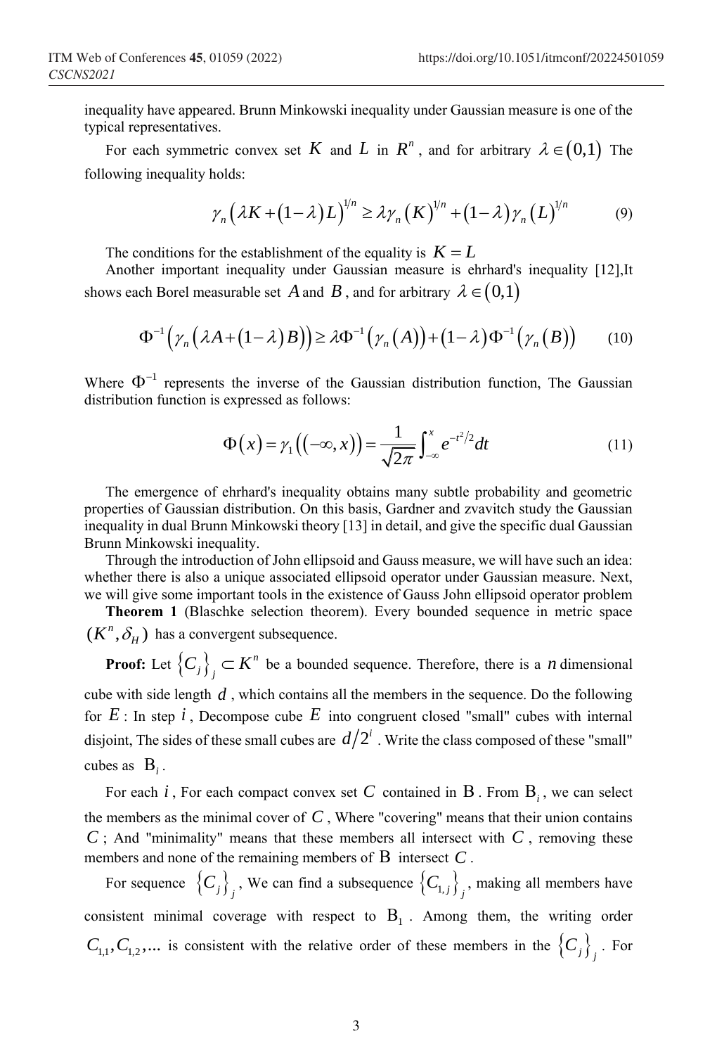inequality have appeared. Brunn Minkowski inequality under Gaussian measure is one of the typical representatives.

For each symmetric convex set $K$ and $L$ in $R^n$, and for arbitrary $\lambda \in (0,1)$ The following inequality holds:

$$\gamma_n\left(\lambda K+(1-\lambda)L\right)^{1/n} \geq \lambda \gamma_n(K)^{1/n}+(1-\lambda)\gamma_n(L)^{1/n} \tag{9}$$

The conditions for the establishment of the equality is $K = L$

Another important inequality under Gaussian measure is ehrhard's inequality [12],It shows each Borel measurable set $A$ and $B$, and for arbitrary $\lambda \in (0,1)$

$$\Phi^{-1}\left(\gamma_n\left(\lambda A+(1-\lambda)B\right)\right) \geq \lambda \Phi^{-1}\left(\gamma_n(A)\right)+(1-\lambda)\Phi^{-1}\left(\gamma_n(B)\right) \tag{10}$$

Where $\Phi^{-1}$ represents the inverse of the Gaussian distribution function, The Gaussian distribution function is expressed as follows:

$$\Phi(x)=\gamma_1\left((-\infty,x)\right)=\frac{1}{\sqrt{2\pi}}\int_{-\infty}^{x} e^{-t^2/2}dt \tag{11}$$

The emergence of ehrhard's inequality obtains many subtle probability and geometric properties of Gaussian distribution. On this basis, Gardner and zvavitch study the Gaussian inequality in dual Brunn Minkowski theory [13] in detail, and give the specific dual Gaussian Brunn Minkowski inequality.

Through the introduction of John ellipsoid and Gauss measure, we will have such an idea: whether there is also a unique associated ellipsoid operator under Gaussian measure. Next, we will give some important tools in the existence of Gauss John ellipsoid operator problem

**Theorem 1** (Blaschke selection theorem). Every bounded sequence in metric space $(K^n, \delta_H)$ has a convergent subsequence.

**Proof:** Let $\{C_j\}_j \subset K^n$ be a bounded sequence. Therefore, there is a $n$ dimensional cube with side length $d$, which contains all the members in the sequence. Do the following for $E$: In step $i$, Decompose cube $E$ into congruent closed "small" cubes with internal disjoint, The sides of these small cubes are $d/2^i$. Write the class composed of these "small" cubes as $\mathrm{B}_i$.

For each $i$, For each compact convex set $C$ contained in $\mathrm{B}$. From $\mathrm{B}_i$, we can select the members as the minimal cover of $C$, Where "covering" means that their union contains $C$; And "minimality" means that these members all intersect with $C$, removing these members and none of the remaining members of $\mathrm{B}$ intersect $C$.

For sequence $\{C_j\}_j$, We can find a subsequence $\{C_{1,j}\}_j$, making all members have consistent minimal coverage with respect to $\mathrm{B}_1$. Among them, the writing order $C_{1,1}, C_{1,2}, \ldots$ is consistent with the relative order of these members in the $\{C_j\}_j$. For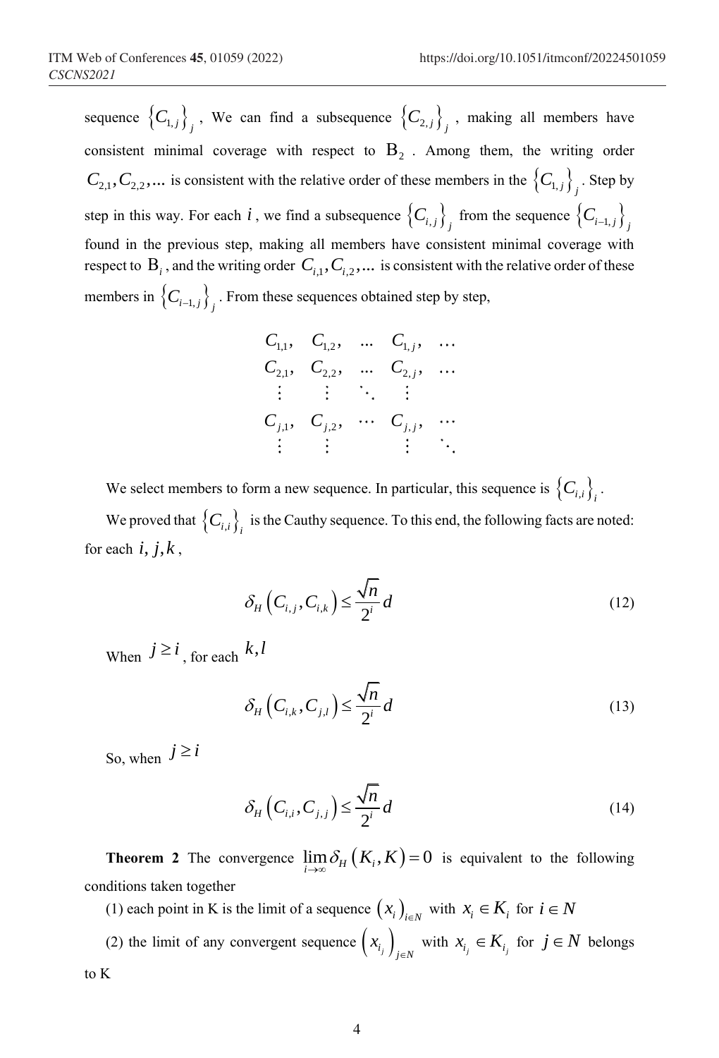sequence $\{C_{1,j}\}_j$ , We can find a subsequence $\{C_{2,j}\}_j$ , making all members have consistent minimal coverage with respect to $\mathrm{B}_2$ . Among them, the writing order $C_{2,1}, C_{2,2},...$ is consistent with the relative order of these members in the $\{C_{1,j}\}_j$ . Step by step in this way. For each $i$ , we find a subsequence $\{C_{i,j}\}_j$ from the sequence $\{C_{i-1,j}\}_j$ found in the previous step, making all members have consistent minimal coverage with respect to $\mathrm{B}_i$ , and the writing order $C_{i,1}, C_{i,2},...$ is consistent with the relative order of these members in $\{C_{i-1,j}\}_j$ . From these sequences obtained step by step,

$$
\begin{array}{ccccc}
C_{1,1}, & C_{1,2}, & ... & C_{1,j}, & \cdots \\
C_{2,1}, & C_{2,2}, & ... & C_{2,j}, & \cdots \\
\vdots & \vdots & \ddots & \vdots & \\
C_{j,1}, & C_{j,2}, & \cdots & C_{j,j}, & \cdots \\
\vdots & \vdots & & \vdots & \ddots
\end{array}
$$

We select members to form a new sequence. In particular, this sequence is $\{C_{i,i}\}_i$ .

We proved that $\{C_{i,i}\}_i$ is the Cauthy sequence. To this end, the following facts are noted: for each $i, j, k$ ,

$$\delta_H\left(C_{i,j}, C_{i,k}\right) \le \frac{\sqrt{n}}{2^i} d \tag{12}$$

When $j \ge i$ , for each $k, l$

$$\delta_H\left(C_{i,k}, C_{j,l}\right) \le \frac{\sqrt{n}}{2^i} d \tag{13}$$

So, when $j \ge i$

$$\delta_H\left(C_{i,i}, C_{j,j}\right) \le \frac{\sqrt{n}}{2^i} d \tag{14}$$

**Theorem 2** The convergence $\lim_{i \to \infty} \delta_H\left(K_i, K\right) = 0$ is equivalent to the following conditions taken together

(1) each point in K is the limit of a sequence $\left(x_i\right)_{i \in N}$ with $x_i \in K_i$ for $i \in N$

(2) the limit of any convergent sequence $\left(x_{i_j}\right)_{j \in N}$ with $x_{i_j} \in K_{i_j}$ for $j \in N$ belongs to K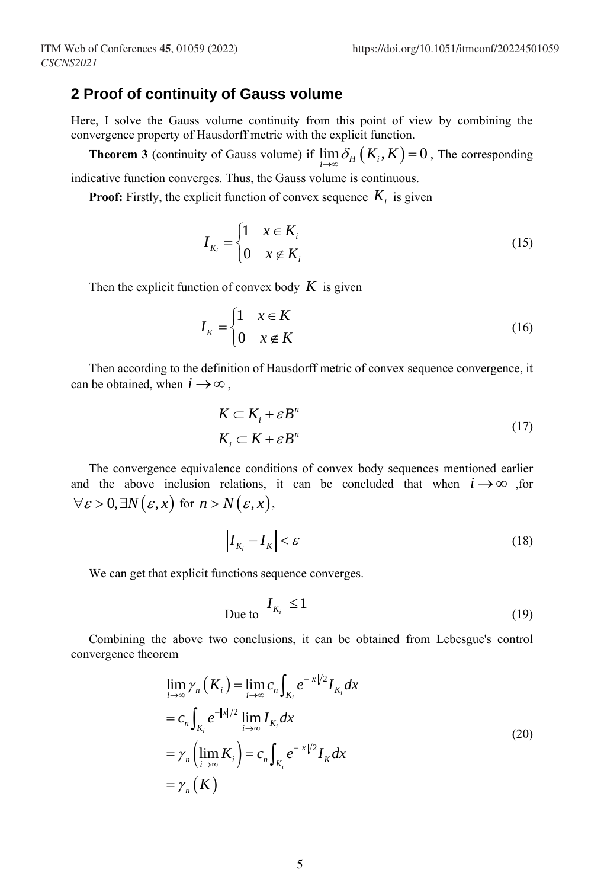## 2 Proof of continuity of Gauss volume

Here, I solve the Gauss volume continuity from this point of view by combining the convergence property of Hausdorff metric with the explicit function.

**Theorem 3** (continuity of Gauss volume) if $\lim_{i\to\infty}\delta_H\left(K_i, K\right)=0$, The corresponding indicative function converges. Thus, the Gauss volume is continuous.

**Proof:** Firstly, the explicit function of convex sequence $K_i$ is given

$$I_{K_i}=\begin{cases}1 & x\in K_i\\ 0 & x\notin K_i\end{cases}\tag{15}$$

Then the explicit function of convex body $K$ is given

$$I_K=\begin{cases}1 & x\in K\\ 0 & x\notin K\end{cases}\tag{16}$$

Then according to the definition of Hausdorff metric of convex sequence convergence, it can be obtained, when $i\to\infty$,

$$\begin{aligned}&K\subset K_i+\varepsilon B^n\\ &K_i\subset K+\varepsilon B^n\end{aligned}\tag{17}$$

The convergence equivalence conditions of convex body sequences mentioned earlier and the above inclusion relations, it can be concluded that when $i\to\infty$ ,for $\forall\varepsilon>0,\exists N\left(\varepsilon,x\right)$ for $n>N\left(\varepsilon,x\right)$,

$$\left|I_{K_i}-I_K\right|<\varepsilon\tag{18}$$

We can get that explicit functions sequence converges.

$$\text{Due to } \left|I_{K_i}\right|\leq 1\tag{19}$$

Combining the above two conclusions, it can be obtained from Lebesgue's control convergence theorem

$$\begin{aligned}&\lim_{i\to\infty}\gamma_n\left(K_i\right)=\lim_{i\to\infty}c_n\int_{K_i}e^{-\|x\|/2}I_{K_i}dx\\ &=c_n\int_{K_i}e^{-\|x\|/2}\lim_{i\to\infty}I_{K_i}dx\\ &=\gamma_n\left(\lim_{i\to\infty}K_i\right)=c_n\int_{K_i}e^{-\|x\|/2}I_K dx\\ &=\gamma_n\left(K\right)\end{aligned}\tag{20}$$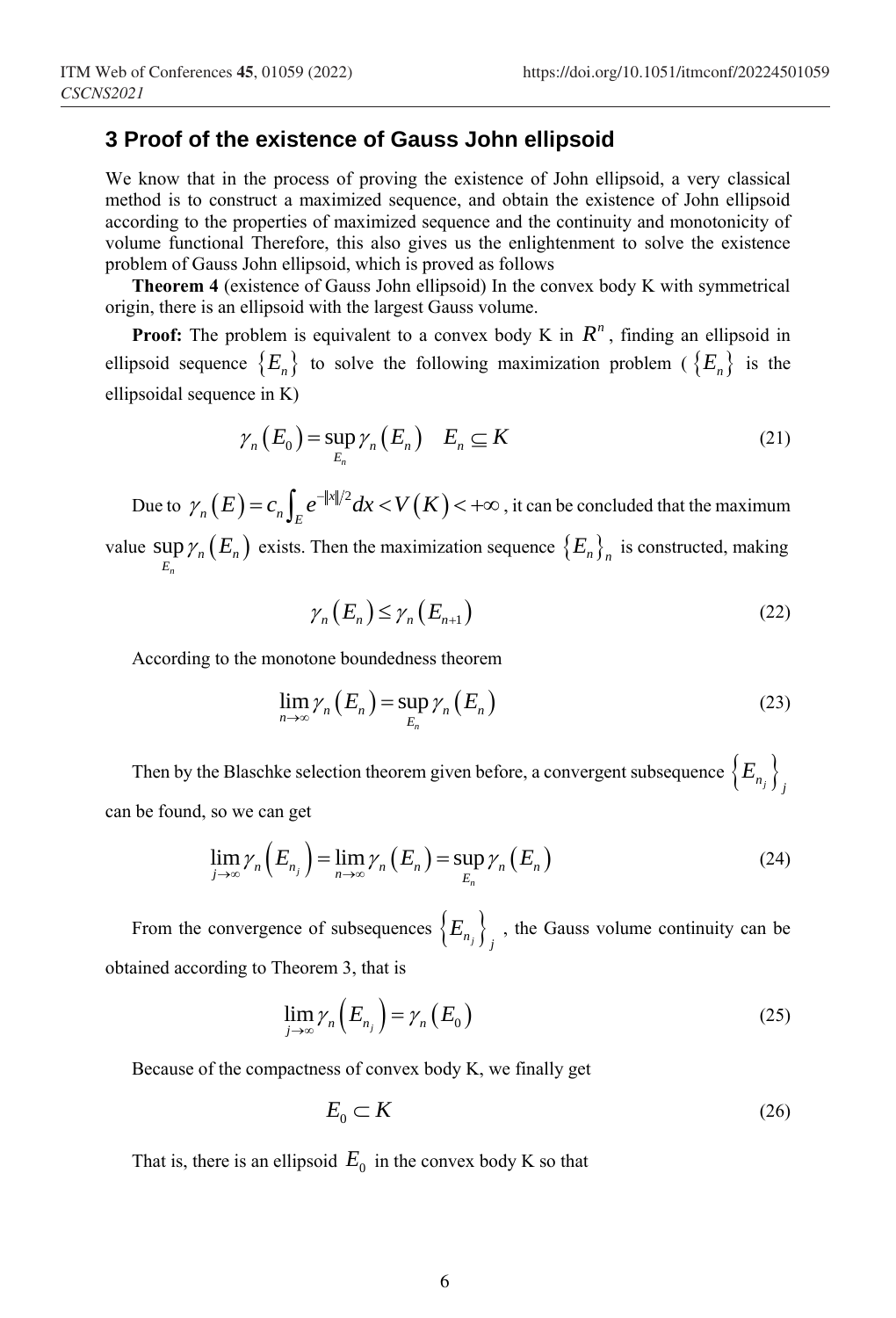## 3 Proof of the existence of Gauss John ellipsoid

We know that in the process of proving the existence of John ellipsoid, a very classical method is to construct a maximized sequence, and obtain the existence of John ellipsoid according to the properties of maximized sequence and the continuity and monotonicity of volume functional Therefore, this also gives us the enlightenment to solve the existence problem of Gauss John ellipsoid, which is proved as follows

**Theorem 4** (existence of Gauss John ellipsoid) In the convex body K with symmetrical origin, there is an ellipsoid with the largest Gauss volume.

**Proof:** The problem is equivalent to a convex body K in $R^n$, finding an ellipsoid in ellipsoid sequence $\{E_n\}$ to solve the following maximization problem ($\{E_n\}$ is the ellipsoidal sequence in K)

$$\gamma_n(E_0) = \sup_{E_n} \gamma_n(E_n) \quad E_n \subseteq K \tag{21}$$

Due to $\gamma_n(E) = c_n \int_E e^{-\|x\|/2} dx < V(K) < +\infty$, it can be concluded that the maximum value $\sup_{E_n} \gamma_n(E_n)$ exists. Then the maximization sequence $\{E_n\}_n$ is constructed, making

$$\gamma_n(E_n) \le \gamma_n(E_{n+1}) \tag{22}$$

According to the monotone boundedness theorem

$$\lim_{n\to\infty} \gamma_n(E_n) = \sup_{E_n} \gamma_n(E_n) \tag{23}$$

Then by the Blaschke selection theorem given before, a convergent subsequence $\{E_{n_j}\}_j$ can be found, so we can get

$$\lim_{j\to\infty} \gamma_n(E_{n_j}) = \lim_{n\to\infty} \gamma_n(E_n) = \sup_{E_n} \gamma_n(E_n) \tag{24}$$

From the convergence of subsequences $\{E_{n_j}\}_j$, the Gauss volume continuity can be obtained according to Theorem 3, that is

$$\lim_{j\to\infty} \gamma_n(E_{n_j}) = \gamma_n(E_0) \tag{25}$$

Because of the compactness of convex body K, we finally get

$$E_0 \subset K \tag{26}$$

That is, there is an ellipsoid $E_0$ in the convex body K so that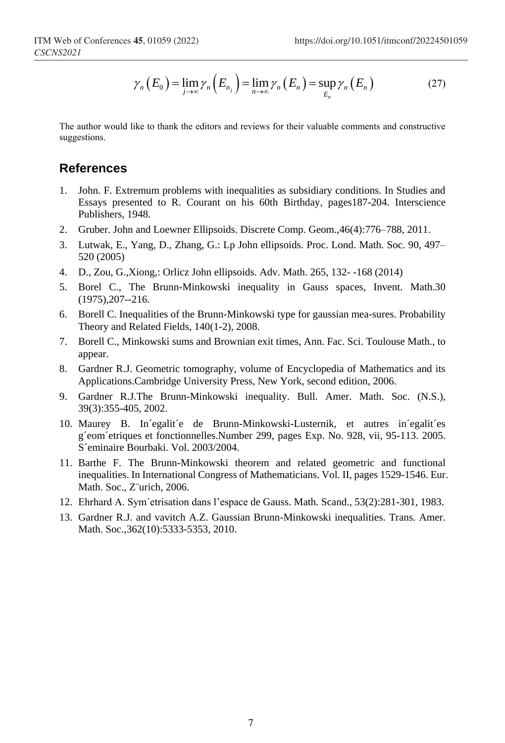$$\gamma_n\left(E_0\right)=\lim_{j\to\infty}\gamma_n\left(E_{n_j}\right)=\lim_{n\to\infty}\gamma_n\left(E_n\right)=\sup_{E_n}\gamma_n\left(E_n\right) \tag{27}$$

The author would like to thank the editors and reviews for their valuable comments and constructive suggestions.

## References

1. John. F. Extremum problems with inequalities as subsidiary conditions. In Studies and Essays presented to R. Courant on his 60th Birthday, pages187-204. Interscience Publishers, 1948.
2. Gruber. John and Loewner Ellipsoids. Discrete Comp. Geom.,46(4):776–788, 2011.
3. Lutwak, E., Yang, D., Zhang, G.: Lp John ellipsoids. Proc. Lond. Math. Soc. 90, 497–520 (2005)
4. D., Zou, G.,Xiong,: Orlicz John ellipsoids. Adv. Math. 265, 132- -168 (2014)
5. Borel C., The Brunn-Minkowski inequality in Gauss spaces, Invent. Math.30 (1975),207--216.
6. Borell C. Inequalities of the Brunn-Minkowski type for gaussian mea-sures. Probability Theory and Related Fields, 140(1-2), 2008.
7. Borell C., Minkowski sums and Brownian exit times, Ann. Fac. Sci. Toulouse Math., to appear.
8. Gardner R.J. Geometric tomography, volume of Encyclopedia of Mathematics and its Applications.Cambridge University Press, New York, second edition, 2006.
9. Gardner R.J.The Brunn-Minkowski inequality. Bull. Amer. Math. Soc. (N.S.), 39(3):355-405, 2002.
10. Maurey B. In´egalit´e de Brunn-Minkowski-Lusternik, et autres in´egalit´es g´eom´etriques et fonctionnelles.Number 299, pages Exp. No. 928, vii, 95-113. 2005. S´eminaire Bourbaki. Vol. 2003/2004.
11. Barthe F. The Brunn-Minkowski theorem and related geometric and functional inequalities. In International Congress of Mathematicians. Vol. II, pages 1529-1546. Eur. Math. Soc., Z¨urich, 2006.
12. Ehrhard A. Sym´etrisation dans l'espace de Gauss. Math. Scand., 53(2):281-301, 1983.
13. Gardner R.J. and vavitch A.Z. Gaussian Brunn-Minkowski inequalities. Trans. Amer. Math. Soc.,362(10):5333-5353, 2010.